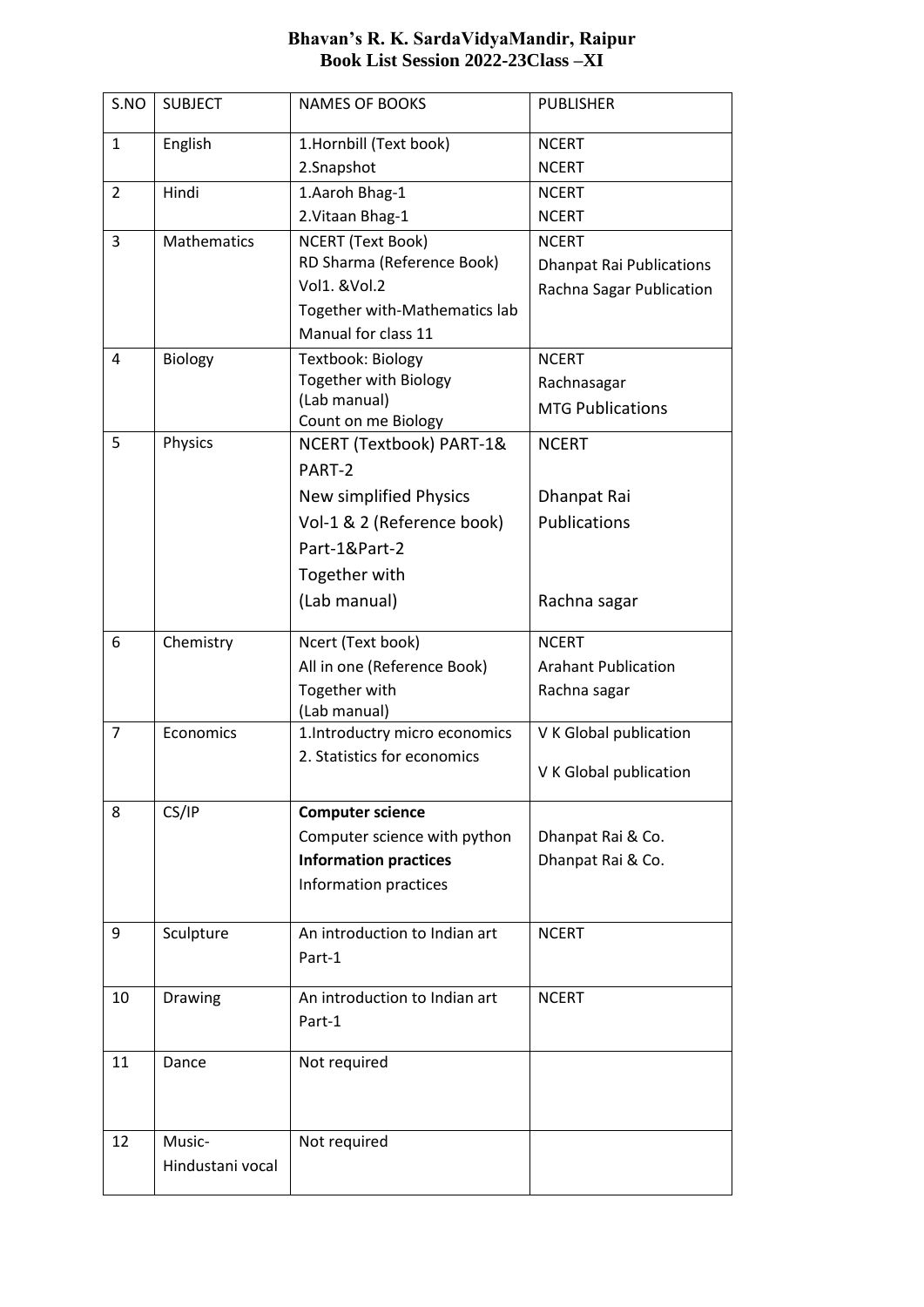**Bhavan's R. K. SardaVidyaMandir, Raipur**
**Book List Session 2022-23Class –XI**

| S.NO | SUBJECT | NAMES OF BOOKS | PUBLISHER |
|---|---|---|---|
| 1 | English | 1.Hornbill (Text book)<br>2.Snapshot | NCERT<br>NCERT |
| 2 | Hindi | 1.Aaroh Bhag-1<br>2.Vitaan Bhag-1 | NCERT<br>NCERT |
| 3 | Mathematics | NCERT (Text Book)<br>RD Sharma (Reference Book) Vol1. &Vol.2<br>Together with-Mathematics lab Manual for class 11 | NCERT<br>Dhanpat Rai Publications<br>Rachna Sagar Publication |
| 4 | Biology | Textbook: Biology<br>Together with Biology (Lab manual)<br>Count on me Biology | NCERT<br>Rachnasagar<br>MTG Publications |
| 5 | Physics | NCERT (Textbook) PART-1& PART-2<br>New simplified Physics Vol-1 & 2 (Reference book) Part-1&Part-2<br>Together with (Lab manual) | NCERT<br>Dhanpat Rai Publications<br>Rachna sagar |
| 6 | Chemistry | Ncert (Text book)<br>All in one (Reference Book)<br>Together with (Lab manual) | NCERT<br>Arahant Publication<br>Rachna sagar |
| 7 | Economics | 1.Introductry micro economics<br>2. Statistics for economics | V K Global publication<br>V K Global publication |
| 8 | CS/IP | **Computer science**<br>Computer science with python<br>**Information practices**<br>Information practices | Dhanpat Rai & Co.<br>Dhanpat Rai & Co. |
| 9 | Sculpture | An introduction to Indian art Part-1 | NCERT |
| 10 | Drawing | An introduction to Indian art Part-1 | NCERT |
| 11 | Dance | Not required | |
| 12 | Music-Hindustani vocal | Not required | |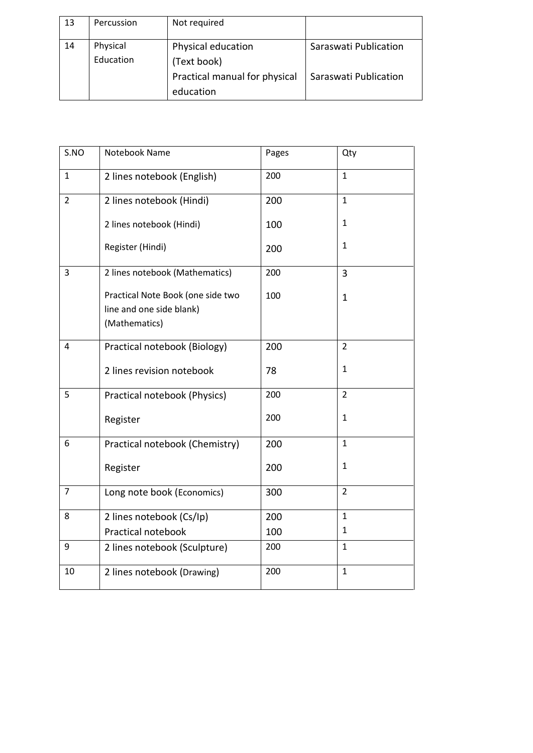| | | | |
|---|---|---|---|
| 13 | Percussion | Not required | |
| 14 | Physical Education | Physical education (Text book)<br>Practical manual for physical education | Saraswati Publication<br>Saraswati Publication |

| S.NO | Notebook Name | Pages | Qty |
|---|---|---|---|
| 1 | 2 lines notebook (English) | 200 | 1 |
| 2 | 2 lines notebook (Hindi)<br>2 lines notebook (Hindi)<br>Register (Hindi) | 200<br>100<br>200 | 1<br>1<br>1 |
| 3 | 2 lines notebook (Mathematics)<br>Practical Note Book (one side two line and one side blank) (Mathematics) | 200<br>100 | 3<br>1 |
| 4 | Practical notebook (Biology)<br>2 lines revision notebook | 200<br>78 | 2<br>1 |
| 5 | Practical notebook (Physics)<br>Register | 200<br>200 | 2<br>1 |
| 6 | Practical notebook (Chemistry)<br>Register | 200<br>200 | 1<br>1 |
| 7 | Long note book (Economics) | 300 | 2 |
| 8 | 2 lines notebook (Cs/Ip)<br>Practical notebook | 200<br>100 | 1<br>1 |
| 9 | 2 lines notebook (Sculpture) | 200 | 1 |
| 10 | 2 lines notebook (Drawing) | 200 | 1 |